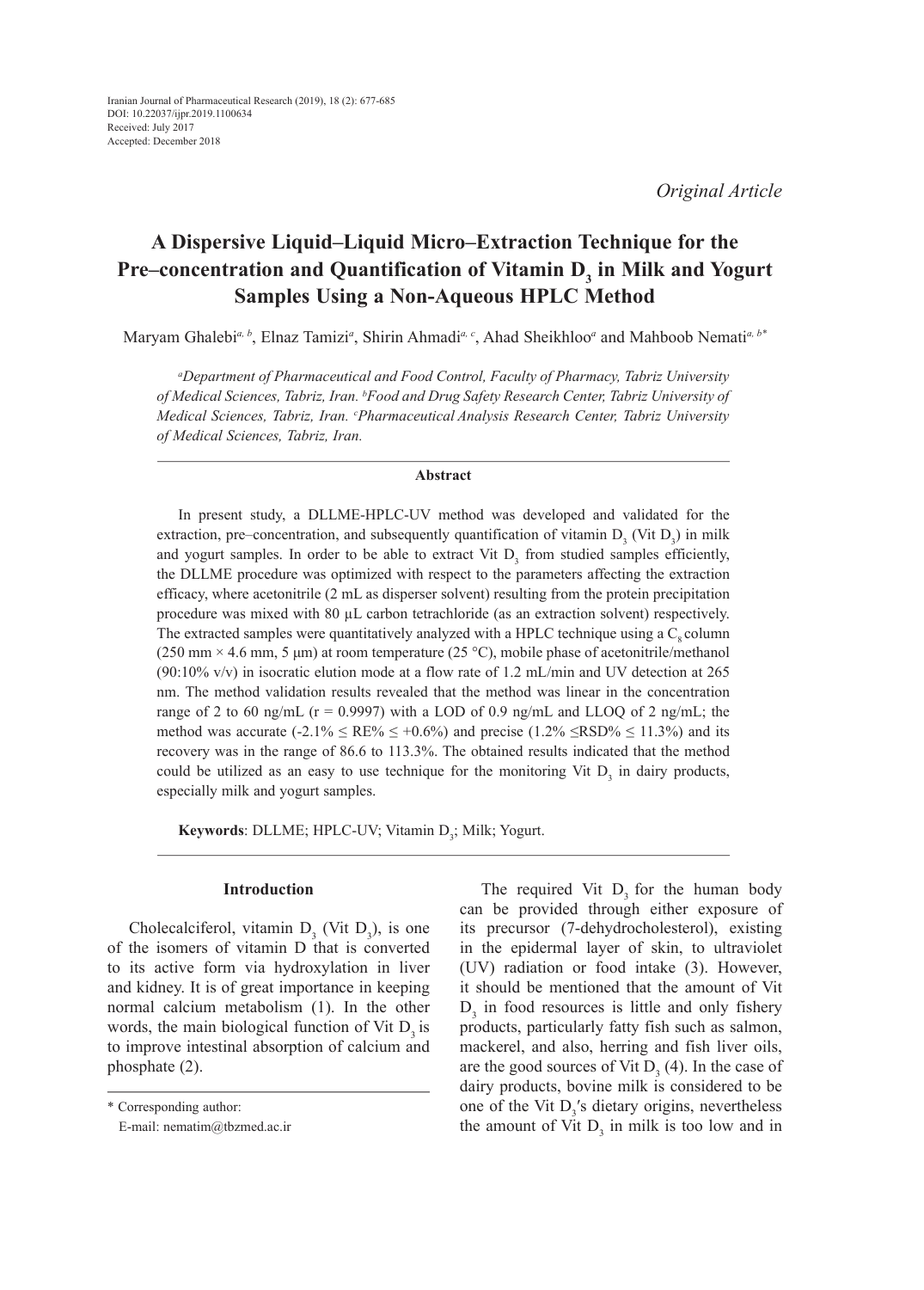Iranian Journal of Pharmaceutical Research (2019), 18 (2): 677-685
DOI: 10.22037/ijpr.2019.1100634
Received: July 2017
Accepted: December 2018

*Original Article*

# A Dispersive Liquid–Liquid Micro–Extraction Technique for the Pre–concentration and Quantification of Vitamin $D_3$ in Milk and Yogurt Samples Using a Non-Aqueous HPLC Method

Maryam Ghalebi[a, b], Elnaz Tamizi[a], Shirin Ahmadi[a, c], Ahad Sheikhloo[a] and Mahboob Nemati[a, b*]

*[a]Department of Pharmaceutical and Food Control, Faculty of Pharmacy, Tabriz University of Medical Sciences, Tabriz, Iran. [b]Food and Drug Safety Research Center, Tabriz University of Medical Sciences, Tabriz, Iran. [c]Pharmaceutical Analysis Research Center, Tabriz University of Medical Sciences, Tabriz, Iran.*

## Abstract

In present study, a DLLME-HPLC-UV method was developed and validated for the extraction, pre–concentration, and subsequently quantification of vitamin $D_3$ (Vit $D_3$) in milk and yogurt samples. In order to be able to extract Vit $D_3$ from studied samples efficiently, the DLLME procedure was optimized with respect to the parameters affecting the extraction efficacy, where acetonitrile (2 mL as disperser solvent) resulting from the protein precipitation procedure was mixed with 80 µL carbon tetrachloride (as an extraction solvent) respectively. The extracted samples were quantitatively analyzed with a HPLC technique using a $C_8$ column (250 mm × 4.6 mm, 5 µm) at room temperature (25 °C), mobile phase of acetonitrile/methanol (90:10% v/v) in isocratic elution mode at a flow rate of 1.2 mL/min and UV detection at 265 nm. The method validation results revealed that the method was linear in the concentration range of 2 to 60 ng/mL (r = 0.9997) with a LOD of 0.9 ng/mL and LLOQ of 2 ng/mL; the method was accurate (-2.1% ≤ RE% ≤ +0.6%) and precise (1.2% ≤RSD% ≤ 11.3%) and its recovery was in the range of 86.6 to 113.3%. The obtained results indicated that the method could be utilized as an easy to use technique for the monitoring Vit $D_3$ in dairy products, especially milk and yogurt samples.

**Keywords**: DLLME; HPLC-UV; Vitamin $D_3$; Milk; Yogurt.

## Introduction

Cholecalciferol, vitamin $D_3$ (Vit $D_3$), is one of the isomers of vitamin D that is converted to its active form via hydroxylation in liver and kidney. It is of great importance in keeping normal calcium metabolism (1). In the other words, the main biological function of Vit $D_3$ is to improve intestinal absorption of calcium and phosphate (2).

The required Vit $D_3$ for the human body can be provided through either exposure of its precursor (7-dehydrocholesterol), existing in the epidermal layer of skin, to ultraviolet (UV) radiation or food intake (3). However, it should be mentioned that the amount of Vit $D_3$ in food resources is little and only fishery products, particularly fatty fish such as salmon, mackerel, and also, herring and fish liver oils, are the good sources of Vit $D_3$ (4). In the case of dairy products, bovine milk is considered to be one of the Vit $D_3$′s dietary origins, nevertheless the amount of Vit $D_3$ in milk is too low and in

\* Corresponding author:
E-mail: nematim@tbzmed.ac.ir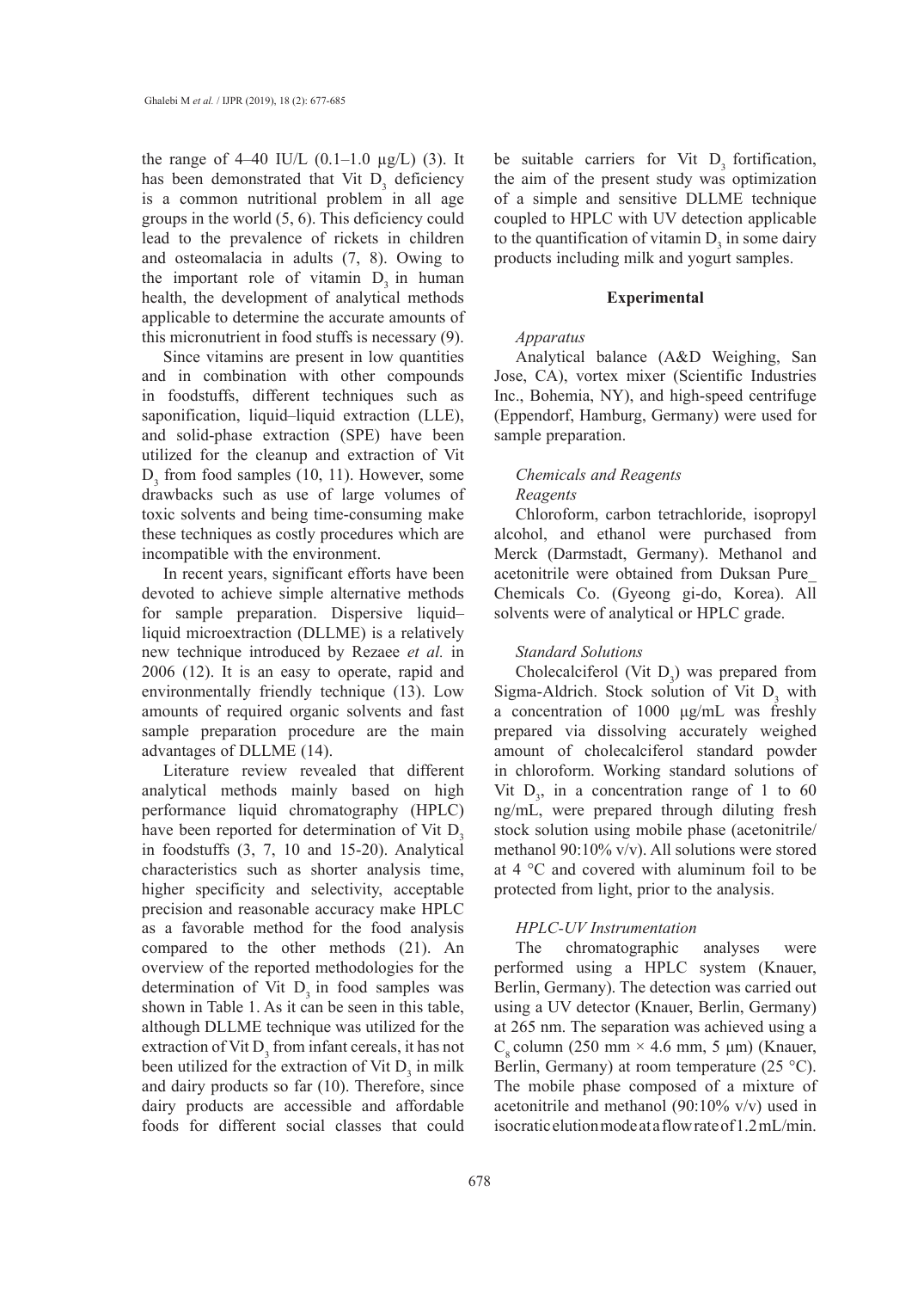the range of 4–40 IU/L (0.1–1.0 μg/L) (3). It has been demonstrated that Vit $D_3$ deficiency is a common nutritional problem in all age groups in the world (5, 6). This deficiency could lead to the prevalence of rickets in children and osteomalacia in adults (7, 8). Owing to the important role of vitamin $D_3$ in human health, the development of analytical methods applicable to determine the accurate amounts of this micronutrient in food stuffs is necessary (9).

Since vitamins are present in low quantities and in combination with other compounds in foodstuffs, different techniques such as saponification, liquid–liquid extraction (LLE), and solid-phase extraction (SPE) have been utilized for the cleanup and extraction of Vit $D_3$ from food samples (10, 11). However, some drawbacks such as use of large volumes of toxic solvents and being time-consuming make these techniques as costly procedures which are incompatible with the environment.

In recent years, significant efforts have been devoted to achieve simple alternative methods for sample preparation. Dispersive liquid–liquid microextraction (DLLME) is a relatively new technique introduced by Rezaee *et al.* in 2006 (12). It is an easy to operate, rapid and environmentally friendly technique (13). Low amounts of required organic solvents and fast sample preparation procedure are the main advantages of DLLME (14).

Literature review revealed that different analytical methods mainly based on high performance liquid chromatography (HPLC) have been reported for determination of Vit $D_3$ in foodstuffs (3, 7, 10 and 15-20). Analytical characteristics such as shorter analysis time, higher specificity and selectivity, acceptable precision and reasonable accuracy make HPLC as a favorable method for the food analysis compared to the other methods (21). An overview of the reported methodologies for the determination of Vit $D_3$ in food samples was shown in Table 1. As it can be seen in this table, although DLLME technique was utilized for the extraction of Vit $D_3$ from infant cereals, it has not been utilized for the extraction of Vit $D_3$ in milk and dairy products so far (10). Therefore, since dairy products are accessible and affordable foods for different social classes that could be suitable carriers for Vit $D_3$ fortification, the aim of the present study was optimization of a simple and sensitive DLLME technique coupled to HPLC with UV detection applicable to the quantification of vitamin $D_3$ in some dairy products including milk and yogurt samples.

## Experimental

### *Apparatus*

Analytical balance (A&D Weighing, San Jose, CA), vortex mixer (Scientific Industries Inc., Bohemia, NY), and high-speed centrifuge (Eppendorf, Hamburg, Germany) were used for sample preparation.

### *Chemicals and Reagents*

#### *Reagents*

Chloroform, carbon tetrachloride, isopropyl alcohol, and ethanol were purchased from Merck (Darmstadt, Germany). Methanol and acetonitrile were obtained from Duksan Pure_ Chemicals Co. (Gyeong gi-do, Korea). All solvents were of analytical or HPLC grade.

#### *Standard Solutions*

Cholecalciferol (Vit $D_3$) was prepared from Sigma-Aldrich. Stock solution of Vit $D_3$ with a concentration of 1000 μg/mL was freshly prepared via dissolving accurately weighed amount of cholecalciferol standard powder in chloroform. Working standard solutions of Vit $D_3$, in a concentration range of 1 to 60 ng/mL, were prepared through diluting fresh stock solution using mobile phase (acetonitrile/methanol 90:10% v/v). All solutions were stored at 4 °C and covered with aluminum foil to be protected from light, prior to the analysis.

### *HPLC-UV Instrumentation*

The chromatographic analyses were performed using a HPLC system (Knauer, Berlin, Germany). The detection was carried out using a UV detector (Knauer, Berlin, Germany) at 265 nm. The separation was achieved using a $C_8$ column (250 mm × 4.6 mm, 5 μm) (Knauer, Berlin, Germany) at room temperature (25 °C). The mobile phase composed of a mixture of acetonitrile and methanol (90:10% v/v) used in isocratic elution mode at a flow rate of 1.2 mL/min.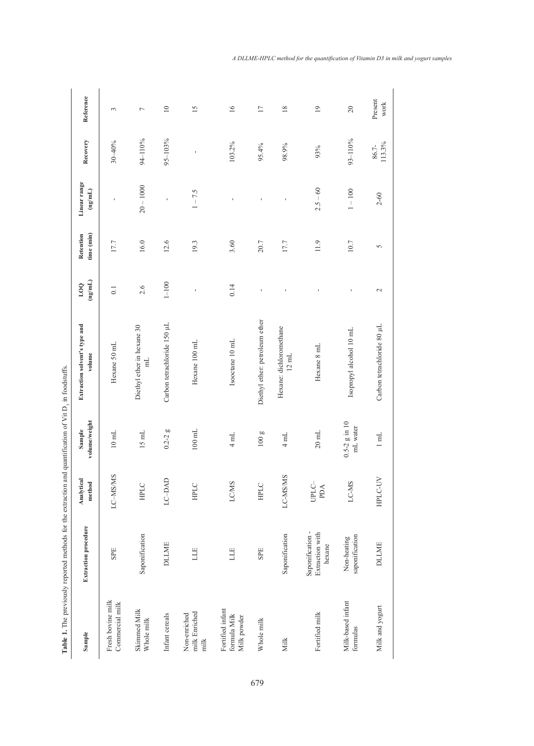**Table 1.** The previously reported methods for the extraction and quantification of Vit $D_3$ in foodstuffs.

| Sample | Extraction procedure | Analytical method | Sample volume/weight | Extraction solvent's type and volume | LOQ (ng/mL) | Retention time (min) | Linear range (ng/mL) | Recovery | Reference |
|---|---|---|---|---|---|---|---|---|---|
| Fresh bovine milk Commercial milk | SPE | LC–MS/MS | 10 mL | Hexane 50 mL | 0.1 | 17.7 | - | 30–40% | 3 |
| Skimmed Milk Whole milk | Saponification | HPLC | 15 mL | Diethyl ether in hexane 30 mL | 2.6 | 16.0 | 20 – 1000 | 94–110% | 7 |
| Infant cereals | DLLME | LC–DAD | 0.2-2 g | Carbon tetrachloride 150 µL | 1–100 | 12.6 | - | 95–103% | 10 |
| Non-enriched milk Enriched milk | LLE | HPLC | 100 mL | Hexane 100 mL | - | 19.3 | 1 – 7.5 | - | 15 |
| Fortified infant formula Milk Milk powder | LLE | LC/MS | 4 mL | Isooctane 10 mL | 0.14 | 3.60 | - | 103.2% | 16 |
| Whole milk | SPE | HPLC | 100 g | Diethyl ether: petroleum ether | - | 20.7 | - | 95.4% | 17 |
| Milk | Saponification | LC-MS/MS | 4 mL | Hexane: dichloromethane 12 mL | - | 17.7 | - | 98.9% | 18 |
| Fortified milk | Saponification - Extraction with hexane | UPLC–PDA | 20 mL | Hexane 8 mL | - | 11.9 | 2.5 – 60 | 93% | 19 |
| Milk-based infant formulas | Non-heating saponification | LC-MS | 0.5-2 g in 10 mL water | Isopropyl alcohol 10 mL | - | 10.7 | 1 – 100 | 93–110% | 20 |
| Milk and yogurt | DLLME | HPLC-UV | 1 mL | Carbon tetrachloride 80 µL | 2 | 5 | 2-60 | 86.7-113.3% | Present work |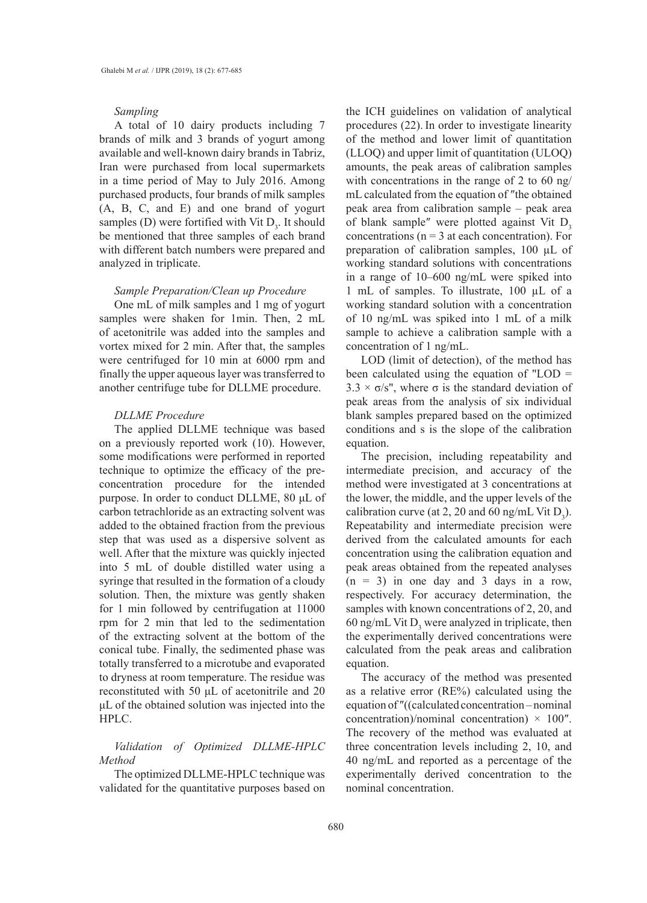### *Sampling*

A total of 10 dairy products including 7 brands of milk and 3 brands of yogurt among available and well-known dairy brands in Tabriz, Iran were purchased from local supermarkets in a time period of May to July 2016. Among purchased products, four brands of milk samples (A, B, C, and E) and one brand of yogurt samples (D) were fortified with Vit $D_3$. It should be mentioned that three samples of each brand with different batch numbers were prepared and analyzed in triplicate.

### *Sample Preparation/Clean up Procedure*

One mL of milk samples and 1 mg of yogurt samples were shaken for 1min. Then, 2 mL of acetonitrile was added into the samples and vortex mixed for 2 min. After that, the samples were centrifuged for 10 min at 6000 rpm and finally the upper aqueous layer was transferred to another centrifuge tube for DLLME procedure.

### *DLLME Procedure*

The applied DLLME technique was based on a previously reported work (10). However, some modifications were performed in reported technique to optimize the efficacy of the pre-concentration procedure for the intended purpose. In order to conduct DLLME, 80 µL of carbon tetrachloride as an extracting solvent was added to the obtained fraction from the previous step that was used as a dispersive solvent as well. After that the mixture was quickly injected into 5 mL of double distilled water using a syringe that resulted in the formation of a cloudy solution. Then, the mixture was gently shaken for 1 min followed by centrifugation at 11000 rpm for 2 min that led to the sedimentation of the extracting solvent at the bottom of the conical tube. Finally, the sedimented phase was totally transferred to a microtube and evaporated to dryness at room temperature. The residue was reconstituted with 50 µL of acetonitrile and 20 µL of the obtained solution was injected into the HPLC.

### *Validation of Optimized DLLME-HPLC Method*

The optimized DLLME-HPLC technique was validated for the quantitative purposes based on the ICH guidelines on validation of analytical procedures (22). In order to investigate linearity of the method and lower limit of quantitation (LLOQ) and upper limit of quantitation (ULOQ) amounts, the peak areas of calibration samples with concentrations in the range of 2 to 60 ng/mL calculated from the equation of ″the obtained peak area from calibration sample – peak area of blank sample″ were plotted against Vit $D_3$ concentrations ($n = 3$ at each concentration). For preparation of calibration samples, 100 µL of working standard solutions with concentrations in a range of 10–600 ng/mL were spiked into 1 mL of samples. To illustrate, 100 µL of a working standard solution with a concentration of 10 ng/mL was spiked into 1 mL of a milk sample to achieve a calibration sample with a concentration of 1 ng/mL.

LOD (limit of detection), of the method has been calculated using the equation of "$LOD = 3.3 \times \sigma/s$", where $\sigma$ is the standard deviation of peak areas from the analysis of six individual blank samples prepared based on the optimized conditions and s is the slope of the calibration equation.

The precision, including repeatability and intermediate precision, and accuracy of the method were investigated at 3 concentrations at the lower, the middle, and the upper levels of the calibration curve (at 2, 20 and 60 ng/mL Vit $D_3$). Repeatability and intermediate precision were derived from the calculated amounts for each concentration using the calibration equation and peak areas obtained from the repeated analyses ($n = 3$) in one day and 3 days in a row, respectively. For accuracy determination, the samples with known concentrations of 2, 20, and 60 ng/mL Vit $D_3$ were analyzed in triplicate, then the experimentally derived concentrations were calculated from the peak areas and calibration equation.

The accuracy of the method was presented as a relative error (RE%) calculated using the equation of ″((calculated concentration – nominal concentration)/nominal concentration) $\times$ 100″. The recovery of the method was evaluated at three concentration levels including 2, 10, and 40 ng/mL and reported as a percentage of the experimentally derived concentration to the nominal concentration.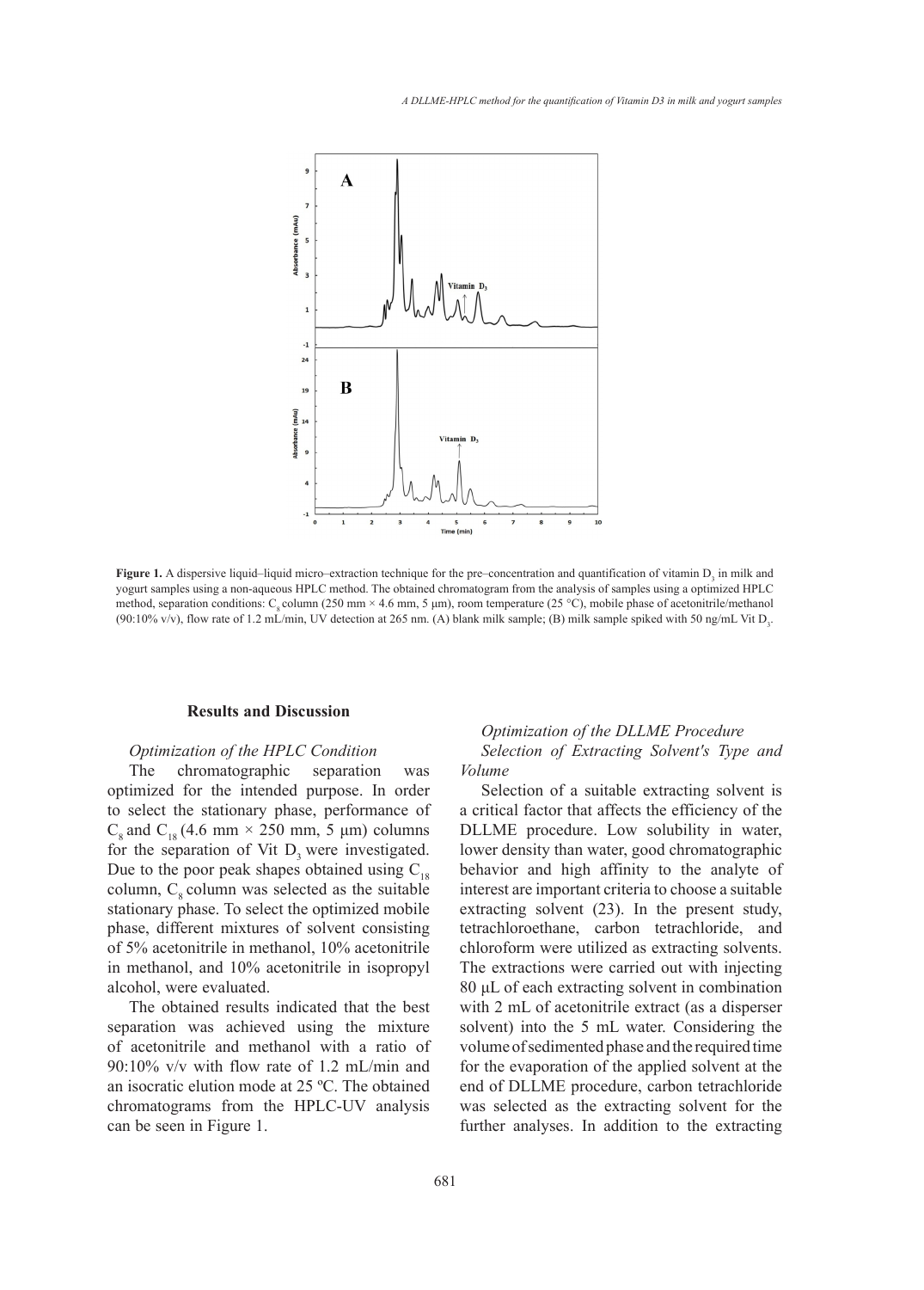Figure 1. A dispersive liquid–liquid micro–extraction technique for the pre–concentration and quantification of vitamin $D_3$ in milk and yogurt samples using a non-aqueous HPLC method. The obtained chromatogram from the analysis of samples using a optimized HPLC method, separation conditions: $C_8$ column (250 mm × 4.6 mm, 5 μm), room temperature (25 °C), mobile phase of acetonitrile/methanol (90:10% v/v), flow rate of 1.2 mL/min, UV detection at 265 nm. (A) blank milk sample; (B) milk sample spiked with 50 ng/mL Vit $D_3$.

## Results and Discussion

### *Optimization of the HPLC Condition*

The chromatographic separation was optimized for the intended purpose. In order to select the stationary phase, performance of $C_8$ and $C_{18}$ (4.6 mm × 250 mm, 5 μm) columns for the separation of Vit $D_3$ were investigated. Due to the poor peak shapes obtained using $C_{18}$ column, $C_8$ column was selected as the suitable stationary phase. To select the optimized mobile phase, different mixtures of solvent consisting of 5% acetonitrile in methanol, 10% acetonitrile in methanol, and 10% acetonitrile in isopropyl alcohol, were evaluated.

The obtained results indicated that the best separation was achieved using the mixture of acetonitrile and methanol with a ratio of 90:10% v/v with flow rate of 1.2 mL/min and an isocratic elution mode at 25 ºC. The obtained chromatograms from the HPLC-UV analysis can be seen in Figure 1.

### *Optimization of the DLLME Procedure*

#### *Selection of Extracting Solvent's Type and Volume*

Selection of a suitable extracting solvent is a critical factor that affects the efficiency of the DLLME procedure. Low solubility in water, lower density than water, good chromatographic behavior and high affinity to the analyte of interest are important criteria to choose a suitable extracting solvent (23). In the present study, tetrachloroethane, carbon tetrachloride, and chloroform were utilized as extracting solvents. The extractions were carried out with injecting 80 μL of each extracting solvent in combination with 2 mL of acetonitrile extract (as a disperser solvent) into the 5 mL water. Considering the volume of sedimented phase and the required time for the evaporation of the applied solvent at the end of DLLME procedure, carbon tetrachloride was selected as the extracting solvent for the further analyses. In addition to the extracting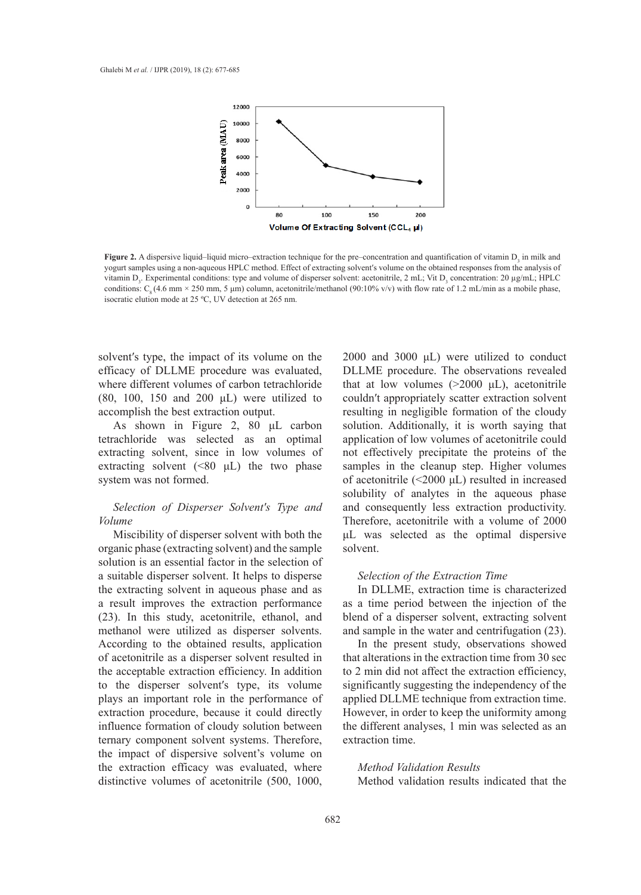**Figure 2.** A dispersive liquid–liquid micro–extraction technique for the pre–concentration and quantification of vitamin $D_3$ in milk and yogurt samples using a non-aqueous HPLC method. Effect of extracting solvent′s volume on the obtained responses from the analysis of vitamin $D_3$. Experimental conditions: type and volume of disperser solvent: acetonitrile, 2 mL; Vit $D_3$ concentration: 20 µg/mL; HPLC conditions: $C_8$ (4.6 mm × 250 mm, 5 µm) column, acetonitrile/methanol (90:10% v/v) with flow rate of 1.2 mL/min as a mobile phase, isocratic elution mode at 25 ºC, UV detection at 265 nm.

solvent′s type, the impact of its volume on the efficacy of DLLME procedure was evaluated, where different volumes of carbon tetrachloride (80, 100, 150 and 200 µL) were utilized to accomplish the best extraction output.

As shown in Figure 2, 80 µL carbon tetrachloride was selected as an optimal extracting solvent, since in low volumes of extracting solvent (<80 µL) the two phase system was not formed.

*Selection of Disperser Solvent's Type and Volume*

Miscibility of disperser solvent with both the organic phase (extracting solvent) and the sample solution is an essential factor in the selection of a suitable disperser solvent. It helps to disperse the extracting solvent in aqueous phase and as a result improves the extraction performance (23). In this study, acetonitrile, ethanol, and methanol were utilized as disperser solvents. According to the obtained results, application of acetonitrile as a disperser solvent resulted in the acceptable extraction efficiency. In addition to the disperser solvent′s type, its volume plays an important role in the performance of extraction procedure, because it could directly influence formation of cloudy solution between ternary component solvent systems. Therefore, the impact of dispersive solvent's volume on the extraction efficacy was evaluated, where distinctive volumes of acetonitrile (500, 1000, 2000 and 3000 µL) were utilized to conduct DLLME procedure. The observations revealed that at low volumes (>2000 µL), acetonitrile couldn′t appropriately scatter extraction solvent resulting in negligible formation of the cloudy solution. Additionally, it is worth saying that application of low volumes of acetonitrile could not effectively precipitate the proteins of the samples in the cleanup step. Higher volumes of acetonitrile (<2000 µL) resulted in increased solubility of analytes in the aqueous phase and consequently less extraction productivity. Therefore, acetonitrile with a volume of 2000 µL was selected as the optimal dispersive solvent.

*Selection of the Extraction Time*

In DLLME, extraction time is characterized as a time period between the injection of the blend of a disperser solvent, extracting solvent and sample in the water and centrifugation (23).

In the present study, observations showed that alterations in the extraction time from 30 sec to 2 min did not affect the extraction efficiency, significantly suggesting the independency of the applied DLLME technique from extraction time. However, in order to keep the uniformity among the different analyses, 1 min was selected as an extraction time.

*Method Validation Results*

Method validation results indicated that the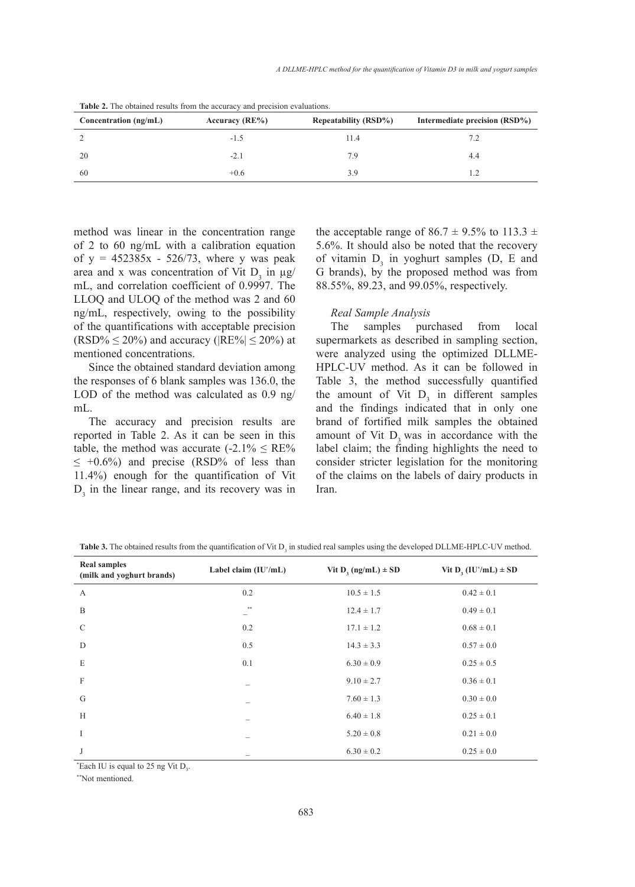**Table 2.** The obtained results from the accuracy and precision evaluations.

| Concentration (ng/mL) | Accuracy (RE%) | Repeatability (RSD%) | Intermediate precision (RSD%) |
|---|---|---|---|
| 2 | -1.5 | 11.4 | 7.2 |
| 20 | -2.1 | 7.9 | 4.4 |
| 60 | +0.6 | 3.9 | 1.2 |

method was linear in the concentration range of 2 to 60 ng/mL with a calibration equation of y = 452385x - 526/73, where y was peak area and x was concentration of Vit $D_3$ in µg/mL, and correlation coefficient of 0.9997. The LLOQ and ULOQ of the method was 2 and 60 ng/mL, respectively, owing to the possibility of the quantifications with acceptable precision (RSD% ≤ 20%) and accuracy (|RE%| ≤ 20%) at mentioned concentrations.

Since the obtained standard deviation among the responses of 6 blank samples was 136.0, the LOD of the method was calculated as 0.9 ng/mL.

The accuracy and precision results are reported in Table 2. As it can be seen in this table, the method was accurate (-2.1% ≤ RE% ≤ +0.6%) and precise (RSD% of less than 11.4%) enough for the quantification of Vit $D_3$ in the linear range, and its recovery was in the acceptable range of 86.7 ± 9.5% to 113.3 ± 5.6%. It should also be noted that the recovery of vitamin $D_3$ in yoghurt samples (D, E and G brands), by the proposed method was from 88.55%, 89.23%, and 99.05%, respectively.

### *Real Sample Analysis*

The samples purchased from local supermarkets as described in sampling section, were analyzed using the optimized DLLME-HPLC-UV method. As it can be followed in Table 3, the method successfully quantified the amount of Vit $D_3$ in different samples and the findings indicated that in only one brand of fortified milk samples the obtained amount of Vit $D_3$ was in accordance with the label claim; the finding highlights the need to consider stricter legislation for the monitoring of the claims on the labels of dairy products in Iran.

**Table 3.** The obtained results from the quantification of Vit $D_3$ in studied real samples using the developed DLLME-HPLC-UV method.

| Real samples (milk and yoghurt brands) | Label claim (IU*/mL) | Vit $D_3$ (ng/mL) ± SD | Vit $D_3$ (IU*/mL) ± SD |
|---|---|---|---|
| A | 0.2 | 10.5 ± 1.5 | 0.42 ± 0.1 |
| B | _** | 12.4 ± 1.7 | 0.49 ± 0.1 |
| C | 0.2 | 17.1 ± 1.2 | 0.68 ± 0.1 |
| D | 0.5 | 14.3 ± 3.3 | 0.57 ± 0.0 |
| E | 0.1 | 6.30 ± 0.9 | 0.25 ± 0.5 |
| F | _ | 9.10 ± 2.7 | 0.36 ± 0.1 |
| G | _ | 7.60 ± 1.3 | 0.30 ± 0.0 |
| H | _ | 6.40 ± 1.8 | 0.25 ± 0.1 |
| I | _ | 5.20 ± 0.8 | 0.21 ± 0.0 |
| J | _ | 6.30 ± 0.2 | 0.25 ± 0.0 |

*Each IU is equal to 25 ng Vit $D_3$.

**Not mentioned.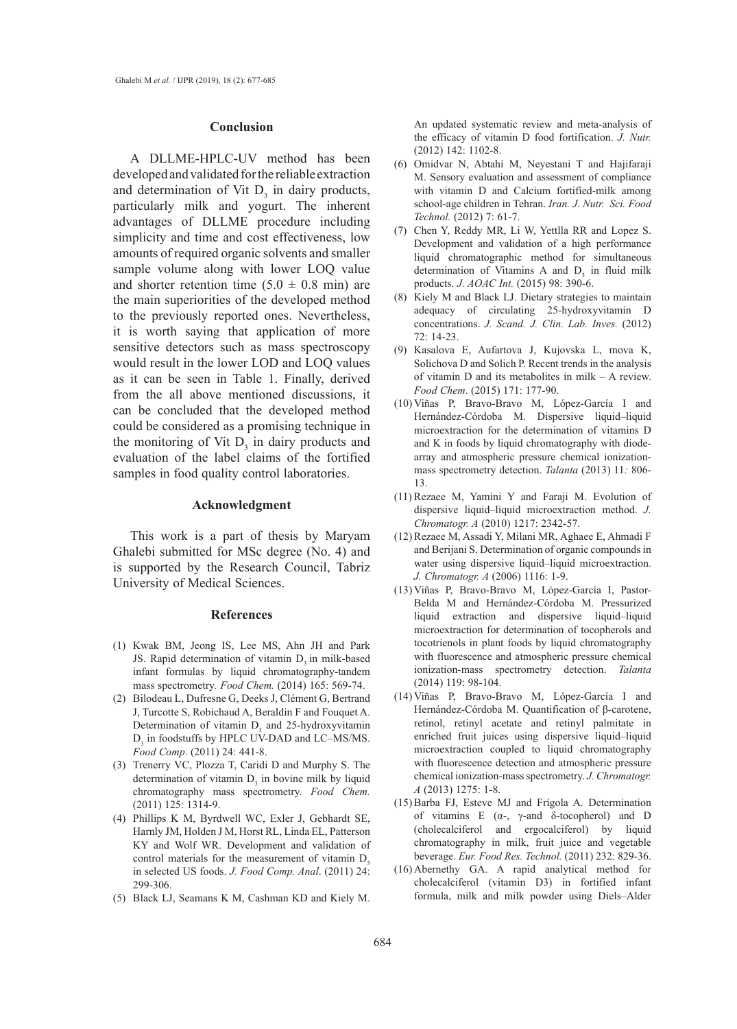## Conclusion

A DLLME-HPLC-UV method has been developed and validated for the reliable extraction and determination of Vit $D_3$ in dairy products, particularly milk and yogurt. The inherent advantages of DLLME procedure including simplicity and time and cost effectiveness, low amounts of required organic solvents and smaller sample volume along with lower LOQ value and shorter retention time ($5.0 \pm 0.8$ min) are the main superiorities of the developed method to the previously reported ones. Nevertheless, it is worth saying that application of more sensitive detectors such as mass spectroscopy would result in the lower LOD and LOQ values as it can be seen in Table 1. Finally, derived from the all above mentioned discussions, it can be concluded that the developed method could be considered as a promising technique in the monitoring of Vit $D_3$ in dairy products and evaluation of the label claims of the fortified samples in food quality control laboratories.

## Acknowledgment

This work is a part of thesis by Maryam Ghalebi submitted for MSc degree (No. 4) and is supported by the Research Council, Tabriz University of Medical Sciences.

## References

(1) Kwak BM, Jeong IS, Lee MS, Ahn JH and Park JS. Rapid determination of vitamin $D_3$ in milk-based infant formulas by liquid chromatography-tandem mass spectrometry. *Food Chem.* (2014) 165: 569-74.

(2) Bilodeau L, Dufresne G, Deeks J, Clément G, Bertrand J, Turcotte S, Robichaud A, Beraldin F and Fouquet A. Determination of vitamin $D_3$ and 25-hydroxyvitamin $D_3$ in foodstuffs by HPLC UV-DAD and LC–MS/MS. *Food Comp*. (2011) 24: 441-8.

(3) Trenerry VC, Plozza T, Caridi D and Murphy S. The determination of vitamin $D_3$ in bovine milk by liquid chromatography mass spectrometry. *Food Chem.* (2011) 125: 1314-9.

(4) Phillips K M, Byrdwell WC, Exler J, Gebhardt SE, Harnly JM, Holden J M, Horst RL, Linda EL, Patterson KY and Wolf WR. Development and validation of control materials for the measurement of vitamin $D_3$ in selected US foods. *J. Food Comp. Anal*. (2011) 24: 299-306.

(5) Black LJ, Seamans K M, Cashman KD and Kiely M. An updated systematic review and meta-analysis of the efficacy of vitamin D food fortification. *J. Nutr.* (2012) 142: 1102-8.

(6) Omidvar N, Abtahi M, Neyestani T and Hajifaraji M. Sensory evaluation and assessment of compliance with vitamin D and Calcium fortified-milk among school-age children in Tehran. *Iran. J. Nutr. Sci. Food Technol.* (2012) 7: 61-7.

(7) Chen Y, Reddy MR, Li W, Yettlla RR and Lopez S. Development and validation of a high performance liquid chromatographic method for simultaneous determination of Vitamins A and $D_3$ in fluid milk products. *J. AOAC Int.* (2015) 98: 390-6.

(8) Kiely M and Black LJ. Dietary strategies to maintain adequacy of circulating 25-hydroxyvitamin D concentrations. *J. Scand. J. Clin. Lab. Inves.* (2012) 72: 14-23.

(9) Kasalova E, Aufartova J, Kujovska L, mova K, Solichova D and Solich P. Recent trends in the analysis of vitamin D and its metabolites in milk – A review. *Food Chem*. (2015) 171: 177-90.

(10) Viñas P, Bravo-Bravo M, López-García I and Hernández-Córdoba M. Dispersive liquid–liquid microextraction for the determination of vitamins D and K in foods by liquid chromatography with diode-array and atmospheric pressure chemical ionization-mass spectrometry detection. *Talanta* (2013) 11*:* 806-13.

(11) Rezaee M, Yamini Y and Faraji M. Evolution of dispersive liquid–liquid microextraction method. *J. Chromatogr. A* (2010) 1217: 2342-57.

(12) Rezaee M, Assadi Y, Milani MR, Aghaee E, Ahmadi F and Berijani S. Determination of organic compounds in water using dispersive liquid–liquid microextraction. *J. Chromatogr. A* (2006) 1116: 1-9.

(13) Viñas P, Bravo-Bravo M, López-García I, Pastor-Belda M and Hernández-Córdoba M. Pressurized liquid extraction and dispersive liquid–liquid microextraction for determination of tocopherols and tocotrienols in plant foods by liquid chromatography with fluorescence and atmospheric pressure chemical ionization-mass spectrometry detection. *Talanta* (2014) 119: 98-104.

(14) Viñas P, Bravo-Bravo M, López-García I and Hernández-Córdoba M. Quantification of β-carotene, retinol, retinyl acetate and retinyl palmitate in enriched fruit juices using dispersive liquid–liquid microextraction coupled to liquid chromatography with fluorescence detection and atmospheric pressure chemical ionization-mass spectrometry. *J. Chromatogr. A* (2013) 1275: 1-8.

(15) Barba FJ, Esteve MJ and Frígola A. Determination of vitamins E (α-, γ-and δ-tocopherol) and D (cholecalciferol and ergocalciferol) by liquid chromatography in milk, fruit juice and vegetable beverage. *Eur. Food Res. Technol.* (2011) 232: 829-36.

(16) Abernethy GA. A rapid analytical method for cholecalciferol (vitamin D3) in fortified infant formula, milk and milk powder using Diels–Alder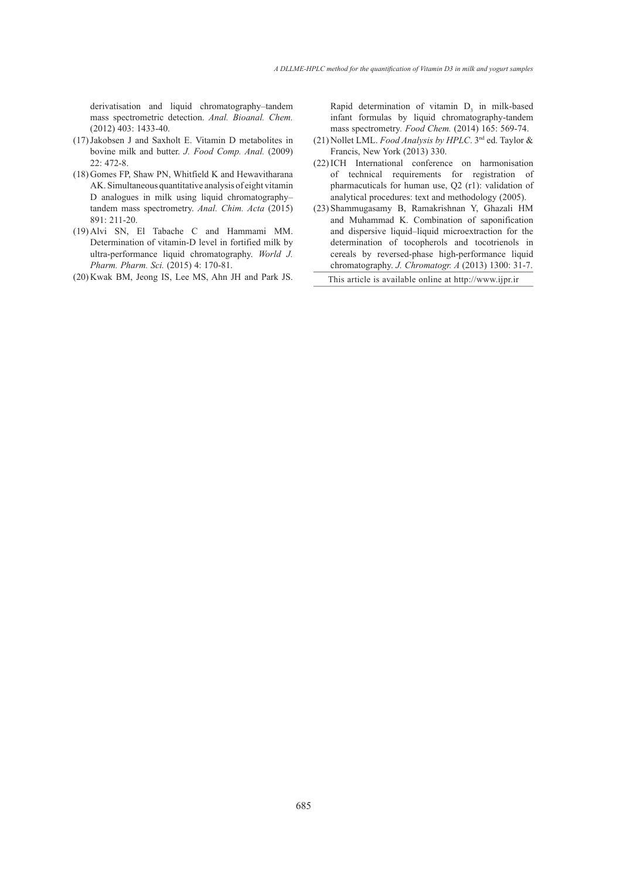derivatisation and liquid chromatography–tandem mass spectrometric detection. *Anal. Bioanal. Chem.* (2012) 403: 1433-40.

(17) Jakobsen J and Saxholt E. Vitamin D metabolites in bovine milk and butter. *J. Food Comp. Anal.* (2009) 22: 472-8.

(18) Gomes FP, Shaw PN, Whitfield K and Hewavitharana AK. Simultaneous quantitative analysis of eight vitamin D analogues in milk using liquid chromatography–tandem mass spectrometry. *Anal. Chim. Acta* (2015) 891: 211-20.

(19) Alvi SN, El Tabache C and Hammami MM. Determination of vitamin-D level in fortified milk by ultra-performance liquid chromatography. *World J. Pharm. Pharm. Sci.* (2015) 4: 170-81.

(20) Kwak BM, Jeong IS, Lee MS, Ahn JH and Park JS. Rapid determination of vitamin $D_3$ in milk-based infant formulas by liquid chromatography-tandem mass spectrometry. *Food Chem.* (2014) 165: 569-74.

(21) Nollet LML. *Food Analysis by HPLC*. 3rd ed. Taylor & Francis, New York (2013) 330.

(22) ICH International conference on harmonisation of technical requirements for registration of pharmaceuticals for human use, Q2 (r1): validation of analytical procedures: text and methodology (2005).

(23) Shammugasamy B, Ramakrishnan Y, Ghazali HM and Muhammad K. Combination of saponification and dispersive liquid–liquid microextraction for the determination of tocopherols and tocotrienols in cereals by reversed-phase high-performance liquid chromatography. *J. Chromatogr. A* (2013) 1300: 31-7.

This article is available online at http://www.ijpr.ir